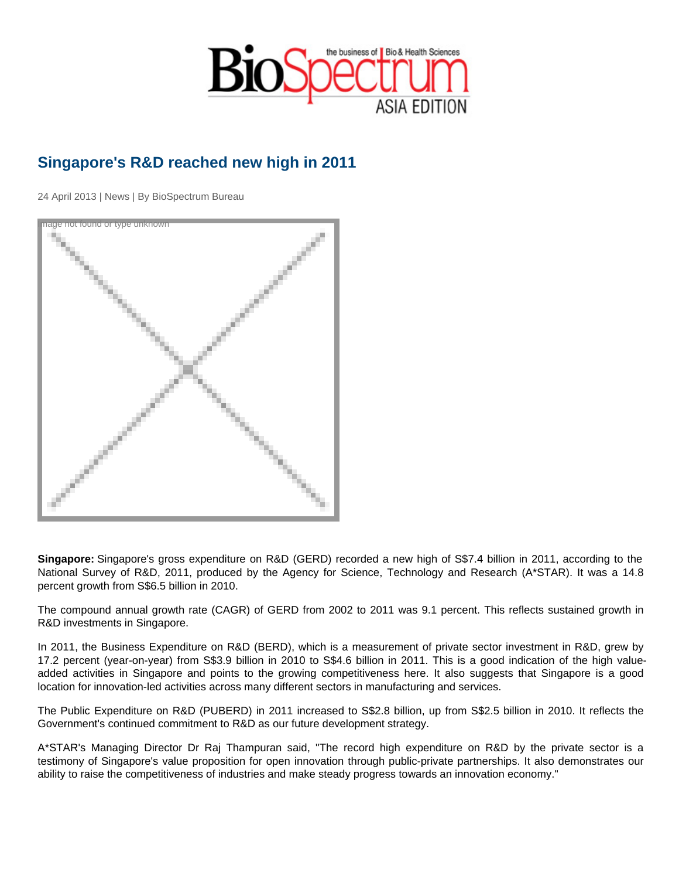# Singapore's R&D reached new high in 2011

24 April 2013 | News | By BioSpectrum Bureau

Image not found or type unknown

**Singapore:** Singapore's gross expenditure on R&D (GERD) recorded a new high of S$7.4 billion in 2011, according to the National Survey of R&D, 2011, produced by the Agency for Science, Technology and Research (A*STAR). It was a 14.8 percent growth from S$6.5 billion in 2010.

The compound annual growth rate (CAGR) of GERD from 2002 to 2011 was 9.1 percent. This reflects sustained growth in R&D investments in Singapore.

In 2011, the Business Expenditure on R&D (BERD), which is a measurement of private sector investment in R&D, grew by 17.2 percent (year-on-year) from S$3.9 billion in 2010 to S$4.6 billion in 2011. This is a good indication of the high value-added activities in Singapore and points to the growing competitiveness here. It also suggests that Singapore is a good location for innovation-led activities across many different sectors in manufacturing and services.

The Public Expenditure on R&D (PUBERD) in 2011 increased to S$2.8 billion, up from S$2.5 billion in 2010. It reflects the Government's continued commitment to R&D as our future development strategy.

A*STAR's Managing Director Dr Raj Thampuran said, "The record high expenditure on R&D by the private sector is a testimony of Singapore's value proposition for open innovation through public-private partnerships. It also demonstrates our ability to raise the competitiveness of industries and make steady progress towards an innovation economy."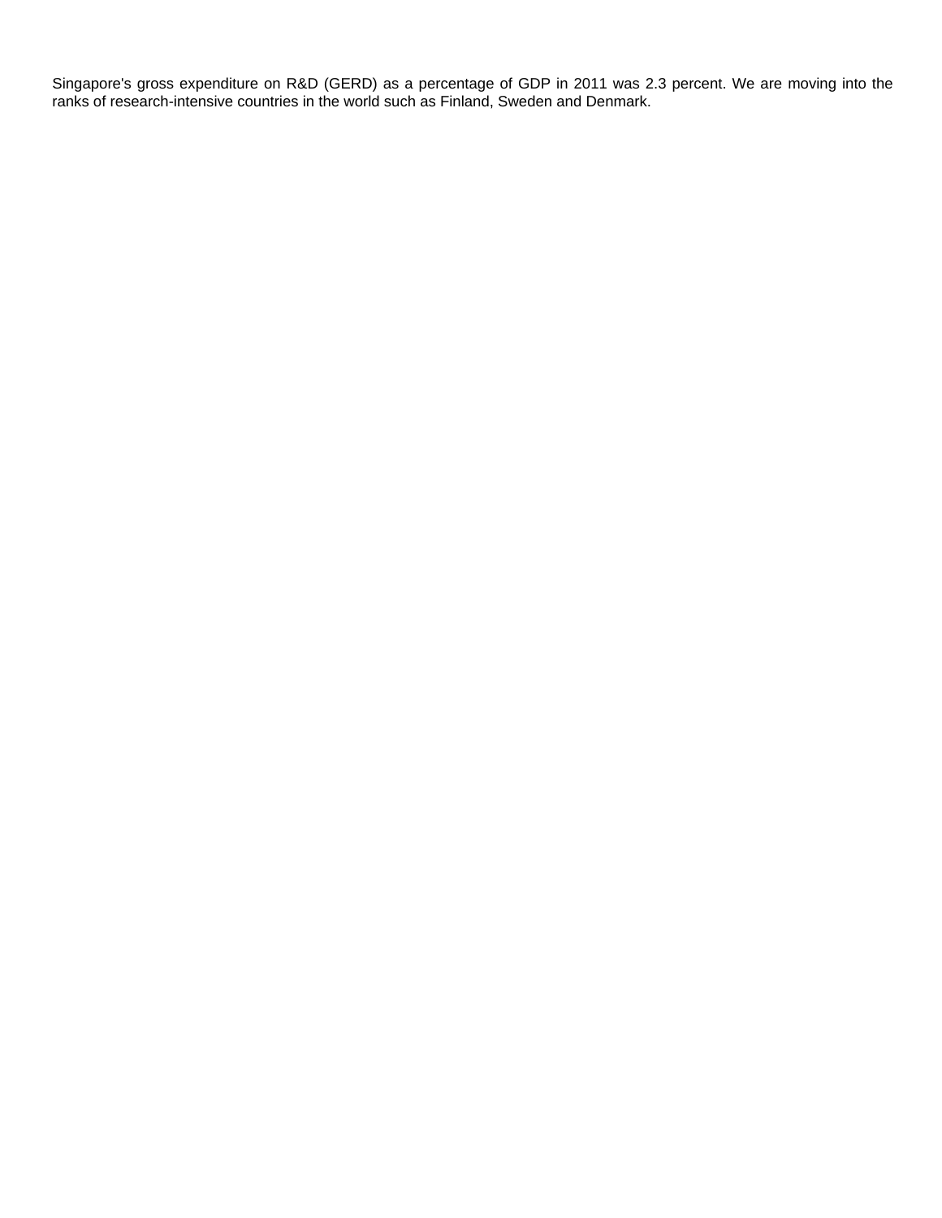Singapore's gross expenditure on R&D (GERD) as a percentage of GDP in 2011 was 2.3 percent. We are moving into the ranks of research-intensive countries in the world such as Finland, Sweden and Denmark.